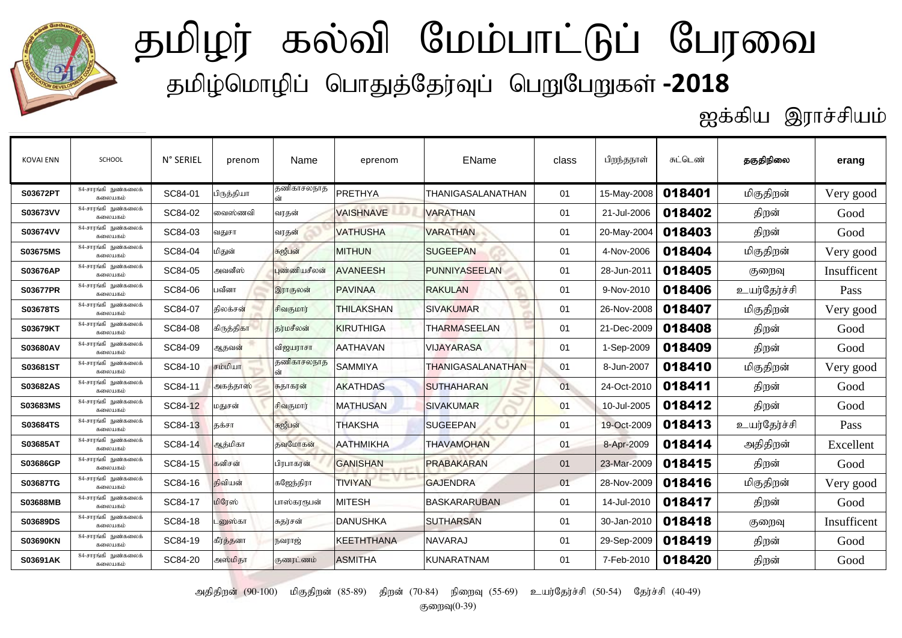# தமிழர் கல்வி மேம்பாட்டுப் பேரவை

## தமிழ்மொழிப் பொதுத்தேர்வுப் பெறுபேறுகள் -2018

### ஐக்கிய இராச்சியம்

| KOVAI ENN | SCHOOL | N° SERIEL | prenom | Name | eprenom | EName | class | பிறந்தநாள் | சுட்டெண் | தகுதிநிலை | erang |
|---|---|---|---|---|---|---|---|---|---|---|---|
| S03672PT | 84-சாரங்கி நுண்கலைக் கலையகம் | SC84-01 | பிருத்தியா | தணிகாசலநாதன் | PRETHYA | THANIGASALANATHAN | 01 | 15-May-2008 | 018401 | மிகுதிறன் | Very good |
| S03673VV | 84-சாரங்கி நுண்கலைக் கலையகம் | SC84-02 | வைஸ்ணவி | வரதன் | VAISHNAVE | VARATHAN | 01 | 21-Jul-2006 | 018402 | திறன் | Good |
| S03674VV | 84-சாரங்கி நுண்கலைக் கலையகம் | SC84-03 | வதுசா | வரதன் | VATHUSHA | VARATHAN | 01 | 20-May-2004 | 018403 | திறன் | Good |
| S03675MS | 84-சாரங்கி நுண்கலைக் கலையகம் | SC84-04 | மிதுன் | சுஜீபன் | MITHUN | SUGEEPAN | 01 | 4-Nov-2006 | 018404 | மிகுதிறன் | Very good |
| S03676AP | 84-சாரங்கி நுண்கலைக் கலையகம் | SC84-05 | அவனீஸ் | புண்ணியசீலன் | AVANEESH | PUNNIYASEELAN | 01 | 28-Jun-2011 | 018405 | குறைவு | Insufficent |
| S03677PR | 84-சாரங்கி நுண்கலைக் கலையகம் | SC84-06 | பவீனா | இராகுலன் | PAVINAA | RAKULAN | 01 | 9-Nov-2010 | 018406 | உயர்தேர்ச்சி | Pass |
| S03678TS | 84-சாரங்கி நுண்கலைக் கலையகம் | SC84-07 | திலக்சன் | சிவகுமார் | THILAKSHAN | SIVAKUMAR | 01 | 26-Nov-2008 | 018407 | மிகுதிறன் | Very good |
| S03679KT | 84-சாரங்கி நுண்கலைக் கலையகம் | SC84-08 | கிருத்திகா | தர்மசீலன் | KIRUTHIGA | THARMASEELAN | 01 | 21-Dec-2009 | 018408 | திறன் | Good |
| S03680AV | 84-சாரங்கி நுண்கலைக் கலையகம் | SC84-09 | ஆதவன் | விஜயராசா | AATHAVAN | VIJAYARASA | 01 | 1-Sep-2009 | 018409 | திறன் | Good |
| S03681ST | 84-சாரங்கி நுண்கலைக் கலையகம் | SC84-10 | சம்மியா | தணிகாசலநாதன் | SAMMIYA | THANIGASALANATHAN | 01 | 8-Jun-2007 | 018410 | மிகுதிறன் | Very good |
| S03682AS | 84-சாரங்கி நுண்கலைக் கலையகம் | SC84-11 | அகத்தாஸ் | சுதாகரன் | AKATHDAS | SUTHAHARAN | 01 | 24-Oct-2010 | 018411 | திறன் | Good |
| S03683MS | 84-சாரங்கி நுண்கலைக் கலையகம் | SC84-12 | மதுசன் | சிவகுமார் | MATHUSAN | SIVAKUMAR | 01 | 10-Jul-2005 | 018412 | திறன் | Good |
| S03684TS | 84-சாரங்கி நுண்கலைக் கலையகம் | SC84-13 | தக்சா | சுஜீபன் | THAKSHA | SUGEEPAN | 01 | 19-Oct-2009 | 018413 | உயர்தேர்ச்சி | Pass |
| S03685AT | 84-சாரங்கி நுண்கலைக் கலையகம் | SC84-14 | ஆத்மிகா | தவமோகன் | AATHMIKHA | THAVAMOHAN | 01 | 8-Apr-2009 | 018414 | அதிதிறன் | Excellent |
| S03686GP | 84-சாரங்கி நுண்கலைக் கலையகம் | SC84-15 | கனிசன் | பிரபாகரன் | GANISHAN | PRABAKARAN | 01 | 23-Mar-2009 | 018415 | திறன் | Good |
| S03687TG | 84-சாரங்கி நுண்கலைக் கலையகம் | SC84-16 | திவியன் | கஜேந்திரா | TIVIYAN | GAJENDRA | 01 | 28-Nov-2009 | 018416 | மிகுதிறன் | Very good |
| S03688MB | 84-சாரங்கி நுண்கலைக் கலையகம் | SC84-17 | மிரேஸ் | பாஸ்கரருபன் | MITESH | BASKARARUBAN | 01 | 14-Jul-2010 | 018417 | திறன் | Good |
| S03689DS | 84-சாரங்கி நுண்கலைக் கலையகம் | SC84-18 | டனுஸ்கா | சுதர்சன் | DANUSHKA | SUTHARSAN | 01 | 30-Jan-2010 | 018418 | குறைவு | Insufficent |
| S03690KN | 84-சாரங்கி நுண்கலைக் கலையகம் | SC84-19 | கீர்த்தனா | நவராஜ் | KEETHTHANA | NAVARAJ | 01 | 29-Sep-2009 | 018419 | திறன் | Good |
| S03691AK | 84-சாரங்கி நுண்கலைக் கலையகம் | SC84-20 | அஸ்மிதா | குணரட்ணம் | ASMITHA | KUNARATNAM | 01 | 7-Feb-2010 | 018420 | திறன் | Good |

அதிதிறன் (90-100) மிகுதிறன் (85-89) திறன் (70-84) நிறைவு (55-69) உயர்தேர்ச்சி (50-54) தேர்ச்சி (40-49) குறைவு(0-39)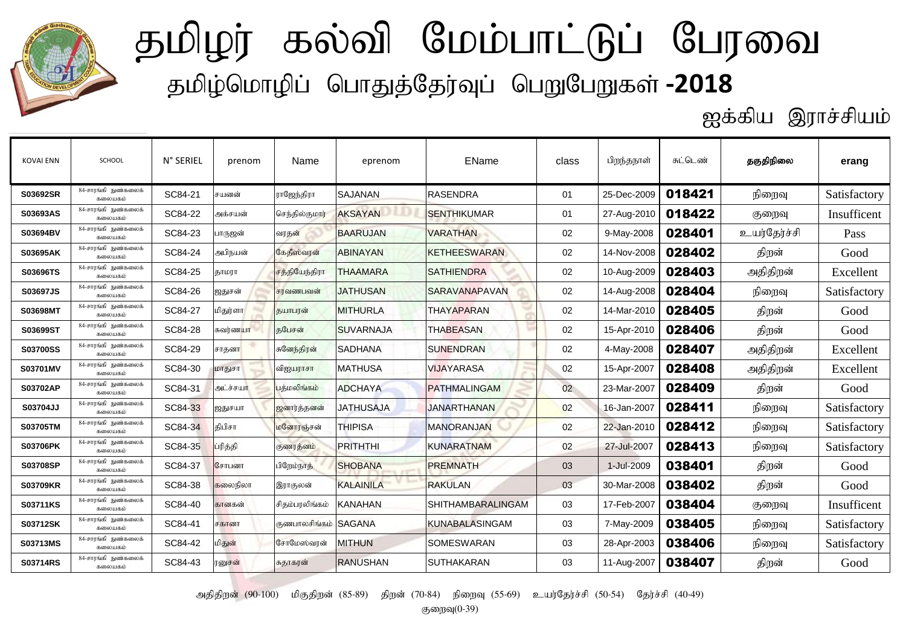# தமிழர் கல்வி மேம்பாட்டுப் பேரவை

## தமிழ்மொழிப் பொதுத்தேர்வுப் பெறுபேறுகள் -2018

### ஐக்கிய இராச்சியம்

| KOVAI ENN | SCHOOL | N° SERIEL | prenom | Name | eprenom | EName | class | பிறந்தநாள் | சுட்டெண் | தகுதிநிலை | erang |
|---|---|---|---|---|---|---|---|---|---|---|---|
| S03692SR | 84-சாரங்கி நுண்கலைக் கலையகம் | SC84-21 | சயனன் | ராஜேந்திரா | SAJANAN | RASENDRA | 01 | 25-Dec-2009 | 018421 | நிறைவு | Satisfactory |
| S03693AS | 84-சாரங்கி நுண்கலைக் கலையகம் | SC84-22 | அக்சயன் | செந்தில்குமார் | AKSAYAN | SENTHIKUMAR | 01 | 27-Aug-2010 | 018422 | குறைவு | Insufficent |
| S03694BV | 84-சாரங்கி நுண்கலைக் கலையகம் | SC84-23 | பாருஜன் | வரதன் | BAARUJAN | VARATHAN | 02 | 9-May-2008 | 028401 | உயர்தேர்ச்சி | Pass |
| S03695AK | 84-சாரங்கி நுண்கலைக் கலையகம் | SC84-24 | அபிநயன் | கேதீஸ்வரன் | ABINAYAN | KETHEESWARAN | 02 | 14-Nov-2008 | 028402 | திறன் | Good |
| S03696TS | 84-சாரங்கி நுண்கலைக் கலையகம் | SC84-25 | தாமரா | சத்தியேந்திரா | THAAMARA | SATHIENDRA | 02 | 10-Aug-2009 | 028403 | அதிதிறன் | Excellent |
| S03697JS | 84-சாரங்கி நுண்கலைக் கலையகம் | SC84-26 | ஜதுசன் | சரவணபவன் | JATHUSAN | SARAVANAPAVAN | 02 | 14-Aug-2008 | 028404 | நிறைவு | Satisfactory |
| S03698MT | 84-சாரங்கி நுண்கலைக் கலையகம் | SC84-27 | மிதுர்ளா | தயாபரன் | MITHURLA | THAYAPARAN | 02 | 14-Mar-2010 | 028405 | திறன் | Good |
| S03699ST | 84-சாரங்கி நுண்கலைக் கலையகம் | SC84-28 | சுவர்ணயா | தபேசன் | SUVARNAJA | THABEASAN | 02 | 15-Apr-2010 | 028406 | திறன் | Good |
| S03700SS | 84-சாரங்கி நுண்கலைக் கலையகம் | SC84-29 | சாதனா | சுனேந்திரன் | SADHANA | SUNENDRAN | 02 | 4-May-2008 | 028407 | அதிதிறன் | Excellent |
| S03701MV | 84-சாரங்கி நுண்கலைக் கலையகம் | SC84-30 | மாதுசா | விஜயராசா | MATHUSA | VIJAYARASA | 02 | 15-Apr-2007 | 028408 | அதிதிறன் | Excellent |
| S03702AP | 84-சாரங்கி நுண்கலைக் கலையகம் | SC84-31 | அட்ச்சயா | பத்மலிங்கம் | ADCHAYA | PATHMALINGAM | 02 | 23-Mar-2007 | 028409 | திறன் | Good |
| S03704JJ | 84-சாரங்கி நுண்கலைக் கலையகம் | SC84-33 | ஜதுசயா | ஜனார்த்தனன் | JATHUSAJA | JANARTHANAN | 02 | 16-Jan-2007 | 028411 | நிறைவு | Satisfactory |
| S03705TM | 84-சாரங்கி நுண்கலைக் கலையகம் | SC84-34 | திபிசா | மனோரஞ்சன் | THIPISA | MANORANJAN | 02 | 22-Jan-2010 | 028412 | நிறைவு | Satisfactory |
| S03706PK | 84-சாரங்கி நுண்கலைக் கலையகம் | SC84-35 | ப்ரித்தி | குணரத்னம் | PRITHTHI | KUNARATNAM | 02 | 27-Jul-2007 | 028413 | நிறைவு | Satisfactory |
| S03708SP | 84-சாரங்கி நுண்கலைக் கலையகம் | SC84-37 | சோபனா | பிறேம்நாத் | SHOBANA | PREMNATH | 03 | 1-Jul-2009 | 038401 | திறன் | Good |
| S03709KR | 84-சாரங்கி நுண்கலைக் கலையகம் | SC84-38 | கலைநிலா | இராகுலன் | KALAINILA | RAKULAN | 03 | 30-Mar-2008 | 038402 | திறன் | Good |
| S03711KS | 84-சாரங்கி நுண்கலைக் கலையகம் | SC84-40 | கானகன் | சிதம்பரலிங்கம் | KANAHAN | SHITHAMBARALINGAM | 03 | 17-Feb-2007 | 038404 | குறைவு | Insufficent |
| S03712SK | 84-சாரங்கி நுண்கலைக் கலையகம் | SC84-41 | சகானா | குணபாலசிங்கம் | SAGANA | KUNABALASINGAM | 03 | 7-May-2009 | 038405 | நிறைவு | Satisfactory |
| S03713MS | 84-சாரங்கி நுண்கலைக் கலையகம் | SC84-42 | மிதுன் | சோமேஸ்வரன் | MITHUN | SOMESWARAN | 03 | 28-Apr-2003 | 038406 | நிறைவு | Satisfactory |
| S03714RS | 84-சாரங்கி நுண்கலைக் கலையகம் | SC84-43 | ரனுசன் | சுதாகரன் | RANUSHAN | SUTHAKARAN | 03 | 11-Aug-2007 | 038407 | திறன் | Good |

அதிதிறன் (90-100) மிகுதிறன் (85-89) திறன் (70-84) நிறைவு (55-69) உயர்தேர்ச்சி (50-54) தேர்ச்சி (40-49) குறைவு(0-39)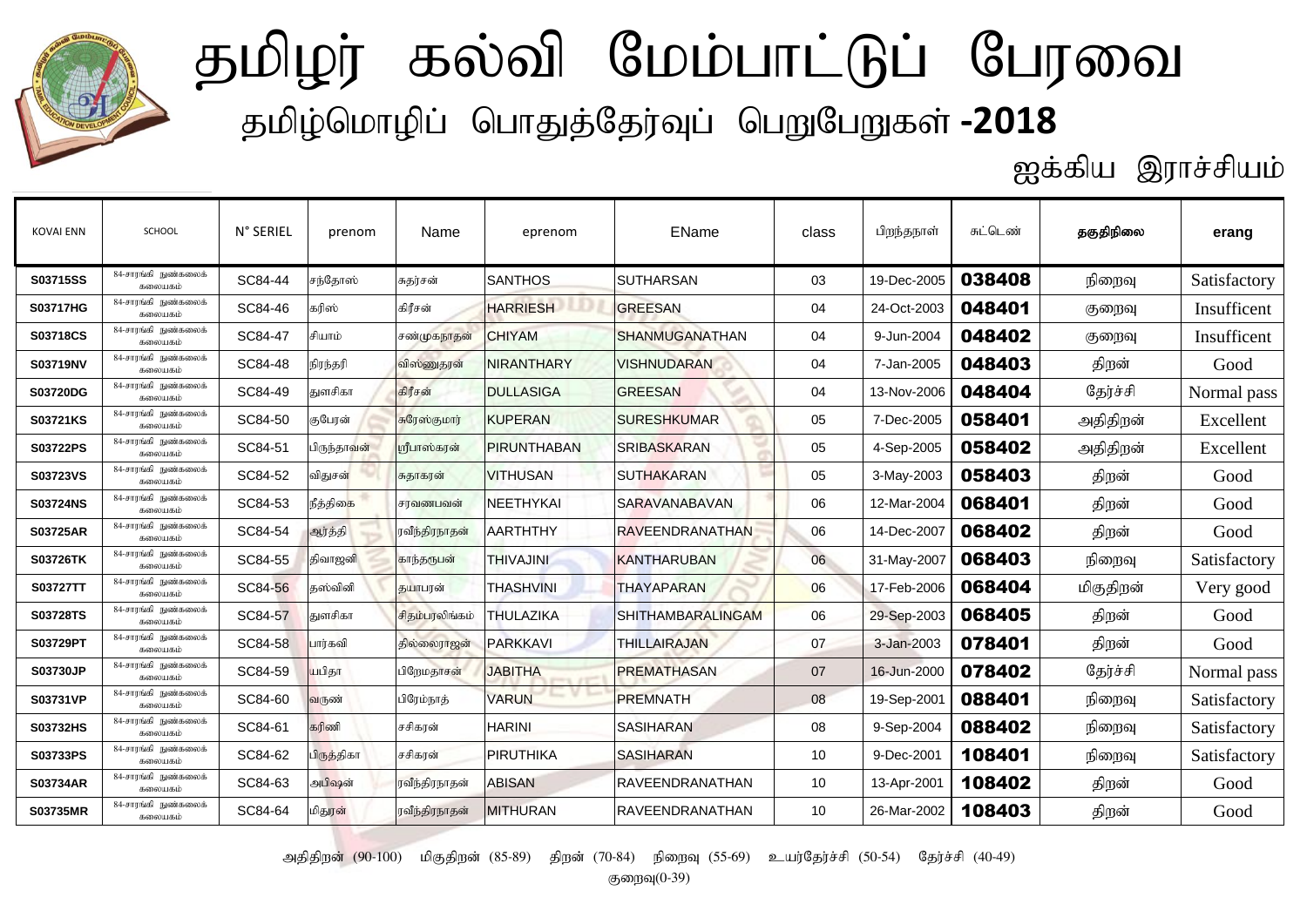# தமிழர் கல்வி மேம்பாட்டுப் பேரவை

## தமிழ்மொழிப் பொதுத்தேர்வுப் பெறுபேறுகள் -2018

### ஐக்கிய இராச்சியம்

| KOVAI ENN | SCHOOL | N° SERIEL | prenom | Name | eprenom | EName | class | பிறந்தநாள் | சுட்டெண் | தகுதிநிலை | erang |
|---|---|---|---|---|---|---|---|---|---|---|---|
| S03715SS | 84-சாரங்கி நுண்கலைக் கலையகம் | SC84-44 | சந்தோஸ் | சுதர்சன் | SANTHOS | SUTHARSAN | 03 | 19-Dec-2005 | 038408 | நிறைவு | Satisfactory |
| S03717HG | 84-சாரங்கி நுண்கலைக் கலையகம் | SC84-46 | கரிஸ் | கிரீசன் | HARRIESH | GREESAN | 04 | 24-Oct-2003 | 048401 | குறைவு | Insufficent |
| S03718CS | 84-சாரங்கி நுண்கலைக் கலையகம் | SC84-47 | சியாம் | சண்முகநாதன் | CHIYAM | SHANMUGANATHAN | 04 | 9-Jun-2004 | 048402 | குறைவு | Insufficent |
| S03719NV | 84-சாரங்கி நுண்கலைக் கலையகம் | SC84-48 | நிரந்தரி | விஸ்ணுதரன் | NIRANTHARY | VISHNUDARAN | 04 | 7-Jan-2005 | 048403 | திறன் | Good |
| S03720DG | 84-சாரங்கி நுண்கலைக் கலையகம் | SC84-49 | துளசிகா | கிரீசன் | DULLASIGA | GREESAN | 04 | 13-Nov-2006 | 048404 | தேர்ச்சி | Normal pass |
| S03721KS | 84-சாரங்கி நுண்கலைக் கலையகம் | SC84-50 | குபேரன் | சுரேஸ்குமார் | KUPERAN | SURESHKUMAR | 05 | 7-Dec-2005 | 058401 | அதிதிறன் | Excellent |
| S03722PS | 84-சாரங்கி நுண்கலைக் கலையகம் | SC84-51 | பிருந்தாவன் | ஸ்ரீபாஸ்கரன் | PIRUNTHABAN | SRIBASKARAN | 05 | 4-Sep-2005 | 058402 | அதிதிறன் | Excellent |
| S03723VS | 84-சாரங்கி நுண்கலைக் கலையகம் | SC84-52 | விதுசன் | சுதாகரன் | VITHUSAN | SUTHAKARAN | 05 | 3-May-2003 | 058403 | திறன் | Good |
| S03724NS | 84-சாரங்கி நுண்கலைக் கலையகம் | SC84-53 | நீத்திகை | சரவணபவன் | NEETHYKAI | SARAVANABAVAN | 06 | 12-Mar-2004 | 068401 | திறன் | Good |
| S03725AR | 84-சாரங்கி நுண்கலைக் கலையகம் | SC84-54 | ஆர்த்தி | ரவீந்திரநாதன் | AARTHTHY | RAVEENDRANATHAN | 06 | 14-Dec-2007 | 068402 | திறன் | Good |
| S03726TK | 84-சாரங்கி நுண்கலைக் கலையகம் | SC84-55 | திவாஜனி | காந்தரூபன் | THIVAJINI | KANTHARUBAN | 06 | 31-May-2007 | 068403 | நிறைவு | Satisfactory |
| S03727TT | 84-சாரங்கி நுண்கலைக் கலையகம் | SC84-56 | தஸ்வினி | தயாபரன் | THASHVINI | THAYAPARAN | 06 | 17-Feb-2006 | 068404 | மிகுதிறன் | Very good |
| S03728TS | 84-சாரங்கி நுண்கலைக் கலையகம் | SC84-57 | துளசிகா | சிதம்பரலிங்கம் | THULAZIKA | SHITHAMBARALINGAM | 06 | 29-Sep-2003 | 068405 | திறன் | Good |
| S03729PT | 84-சாரங்கி நுண்கலைக் கலையகம் | SC84-58 | பார்கவி | தில்லைராஜன் | PARKKAVI | THILLAIRAJAN | 07 | 3-Jan-2003 | 078401 | திறன் | Good |
| S03730JP | 84-சாரங்கி நுண்கலைக் கலையகம் | SC84-59 | யபிதா | பிறேமதாசன் | JABITHA | PREMATHASAN | 07 | 16-Jun-2000 | 078402 | தேர்ச்சி | Normal pass |
| S03731VP | 84-சாரங்கி நுண்கலைக் கலையகம் | SC84-60 | வருண் | பிரேம்நாத் | VARUN | PREMNATH | 08 | 19-Sep-2001 | 088401 | நிறைவு | Satisfactory |
| S03732HS | 84-சாரங்கி நுண்கலைக் கலையகம் | SC84-61 | கரிணி | சசிகரன் | HARINI | SASIHARAN | 08 | 9-Sep-2004 | 088402 | நிறைவு | Satisfactory |
| S03733PS | 84-சாரங்கி நுண்கலைக் கலையகம் | SC84-62 | பிருத்திகா | சசிகரன் | PIRUTHIKA | SASIHARAN | 10 | 9-Dec-2001 | 108401 | நிறைவு | Satisfactory |
| S03734AR | 84-சாரங்கி நுண்கலைக் கலையகம் | SC84-63 | அபிஷன் | ரவீந்திரநாதன் | ABISAN | RAVEENDRANATHAN | 10 | 13-Apr-2001 | 108402 | திறன் | Good |
| S03735MR | 84-சாரங்கி நுண்கலைக் கலையகம் | SC84-64 | மிதுரன் | ரவீந்திரநாதன் | MITHURAN | RAVEENDRANATHAN | 10 | 26-Mar-2002 | 108403 | திறன் | Good |

அதிதிறன் (90-100) மிகுதிறன் (85-89) திறன் (70-84) நிறைவு (55-69) உயர்தேர்ச்சி (50-54) தேர்ச்சி (40-49) குறைவு(0-39)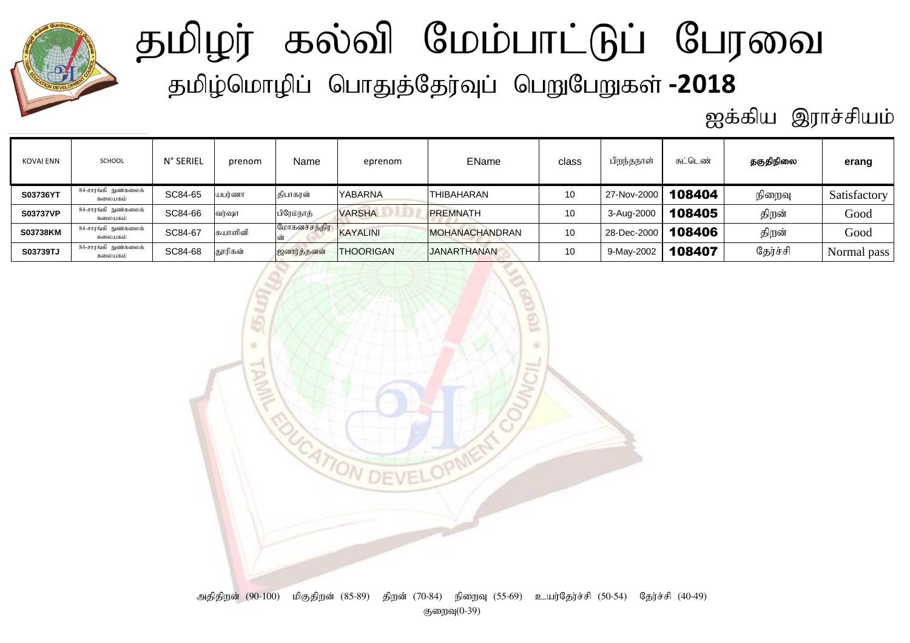# தமிழர் கல்வி மேம்பாட்டுப் பேரவை

## தமிழ்மொழிப் பொதுத்தேர்வுப் பெறுபேறுகள் -2018

ஐக்கிய இராச்சியம்

| KOVAI ENN | SCHOOL | N° SERIEL | prenom | Name | eprenom | EName | class | பிறந்தநாள் | சுட்டெண் | தகுதிநிலை | erang |
|---|---|---|---|---|---|---|---|---|---|---|---|
| S03736YT | 84-சாரங்கி நுண்கலைக் கலையகம் | SC84-65 | யபர்ணா | திபாகரன் | YABARNA | THIBAHARAN | 10 | 27-Nov-2000 | 108404 | நிறைவு | Satisfactory |
| S03737VP | 84-சாரங்கி நுண்கலைக் கலையகம் | SC84-66 | வர்ஷா | பிரேம்நாத் | VARSHA | PREMNATH | 10 | 3-Aug-2000 | 108405 | திறன் | Good |
| S03738KM | 84-சாரங்கி நுண்கலைக் கலையகம் | SC84-67 | கயாளினி | மோகனச்சந்திரன் | KAYALINI | MOHANACHANDRAN | 10 | 28-Dec-2000 | 108406 | திறன் | Good |
| S03739TJ | 84-சாரங்கி நுண்கலைக் கலையகம் | SC84-68 | தூரிகன் | ஜனார்த்தனன் | THOORIGAN | JANARTHANAN | 10 | 9-May-2002 | 108407 | தேர்ச்சி | Normal pass |

அதிதிறன் (90-100) மிகுதிறன் (85-89) திறன் (70-84) நிறைவு (55-69) உயர்தேர்ச்சி (50-54) தேர்ச்சி (40-49) குறைவு(0-39)